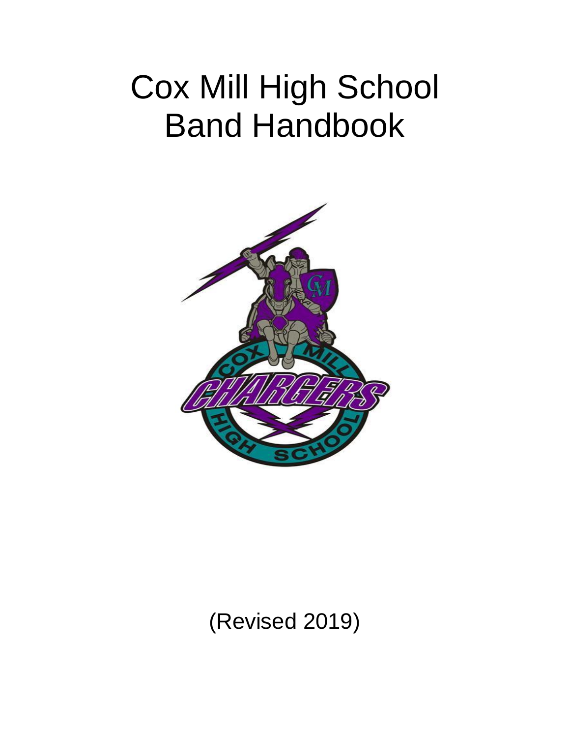# Cox Mill High School Band Handbook

(Revised 2019)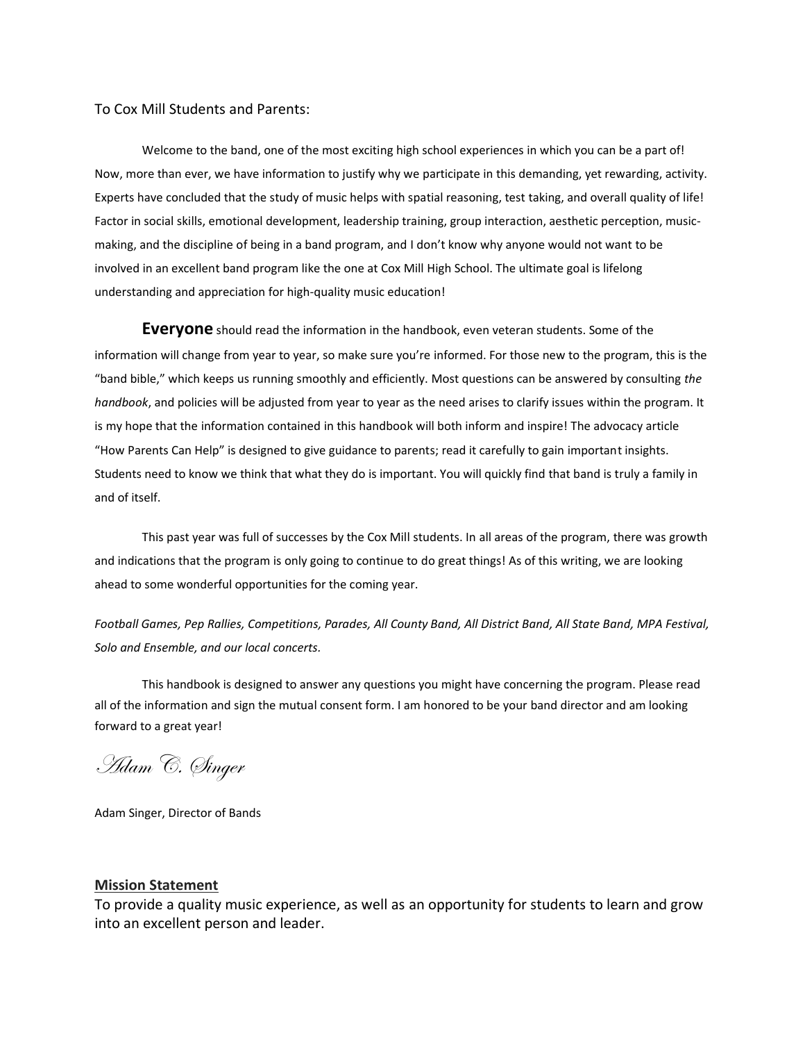To Cox Mill Students and Parents:

Welcome to the band, one of the most exciting high school experiences in which you can be a part of! Now, more than ever, we have information to justify why we participate in this demanding, yet rewarding, activity. Experts have concluded that the study of music helps with spatial reasoning, test taking, and overall quality of life! Factor in social skills, emotional development, leadership training, group interaction, aesthetic perception, music-making, and the discipline of being in a band program, and I don't know why anyone would not want to be involved in an excellent band program like the one at Cox Mill High School. The ultimate goal is lifelong understanding and appreciation for high-quality music education!

**Everyone** should read the information in the handbook, even veteran students. Some of the information will change from year to year, so make sure you're informed. For those new to the program, this is the "band bible," which keeps us running smoothly and efficiently. Most questions can be answered by consulting *the handbook*, and policies will be adjusted from year to year as the need arises to clarify issues within the program. It is my hope that the information contained in this handbook will both inform and inspire! The advocacy article "How Parents Can Help" is designed to give guidance to parents; read it carefully to gain important insights. Students need to know we think that what they do is important. You will quickly find that band is truly a family in and of itself.

This past year was full of successes by the Cox Mill students. In all areas of the program, there was growth and indications that the program is only going to continue to do great things! As of this writing, we are looking ahead to some wonderful opportunities for the coming year.

*Football Games, Pep Rallies, Competitions, Parades, All County Band, All District Band, All State Band, MPA Festival, Solo and Ensemble, and our local concerts.*

This handbook is designed to answer any questions you might have concerning the program. Please read all of the information and sign the mutual consent form. I am honored to be your band director and am looking forward to a great year!

*Adam C. Singer*

Adam Singer, Director of Bands

## Mission Statement

To provide a quality music experience, as well as an opportunity for students to learn and grow into an excellent person and leader.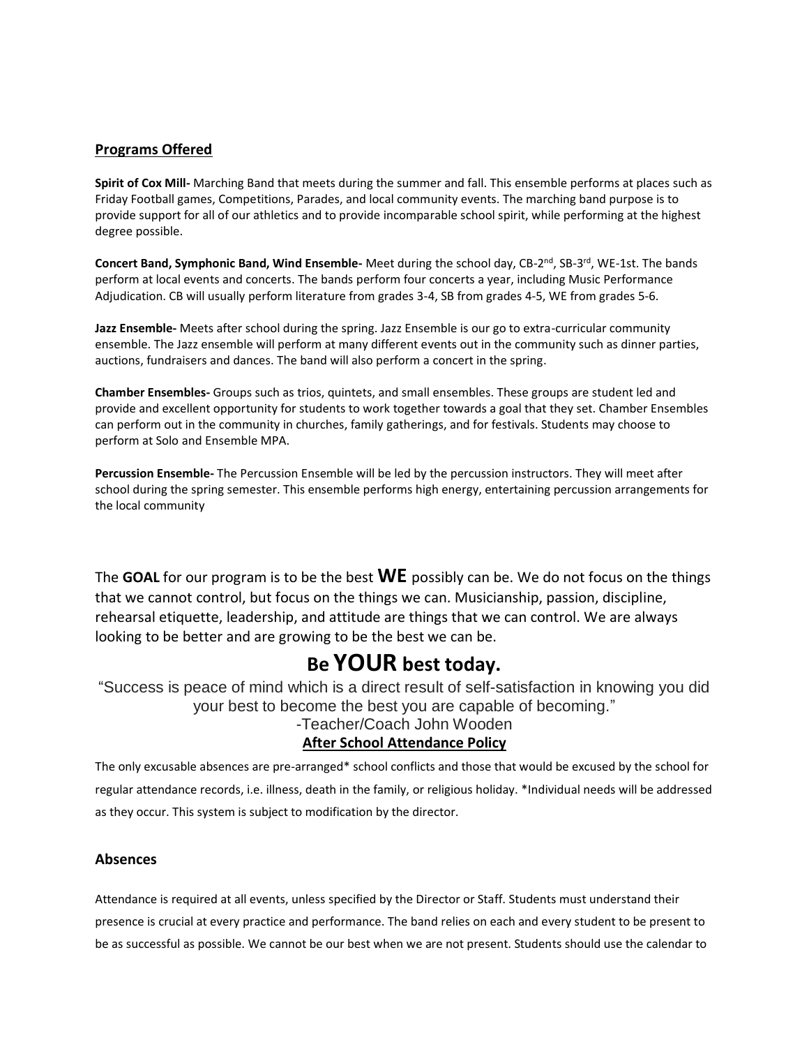## Programs Offered

**Spirit of Cox Mill-** Marching Band that meets during the summer and fall. This ensemble performs at places such as Friday Football games, Competitions, Parades, and local community events. The marching band purpose is to provide support for all of our athletics and to provide incomparable school spirit, while performing at the highest degree possible.

**Concert Band, Symphonic Band, Wind Ensemble-** Meet during the school day, CB-2nd, SB-3rd, WE-1st. The bands perform at local events and concerts. The bands perform four concerts a year, including Music Performance Adjudication. CB will usually perform literature from grades 3-4, SB from grades 4-5, WE from grades 5-6.

**Jazz Ensemble-** Meets after school during the spring. Jazz Ensemble is our go to extra-curricular community ensemble. The Jazz ensemble will perform at many different events out in the community such as dinner parties, auctions, fundraisers and dances. The band will also perform a concert in the spring.

**Chamber Ensembles-** Groups such as trios, quintets, and small ensembles. These groups are student led and provide and excellent opportunity for students to work together towards a goal that they set. Chamber Ensembles can perform out in the community in churches, family gatherings, and for festivals. Students may choose to perform at Solo and Ensemble MPA.

**Percussion Ensemble-** The Percussion Ensemble will be led by the percussion instructors. They will meet after school during the spring semester. This ensemble performs high energy, entertaining percussion arrangements for the local community

The **GOAL** for our program is to be the best **WE** possibly can be. We do not focus on the things that we cannot control, but focus on the things we can. Musicianship, passion, discipline, rehearsal etiquette, leadership, and attitude are things that we can control. We are always looking to be better and are growing to be the best we can be.

# Be YOUR best today.

"Success is peace of mind which is a direct result of self-satisfaction in knowing you did your best to become the best you are capable of becoming."
-Teacher/Coach John Wooden

## After School Attendance Policy

The only excusable absences are pre-arranged* school conflicts and those that would be excused by the school for regular attendance records, i.e. illness, death in the family, or religious holiday. *Individual needs will be addressed as they occur. This system is subject to modification by the director.

### Absences

Attendance is required at all events, unless specified by the Director or Staff. Students must understand their presence is crucial at every practice and performance. The band relies on each and every student to be present to be as successful as possible. We cannot be our best when we are not present. Students should use the calendar to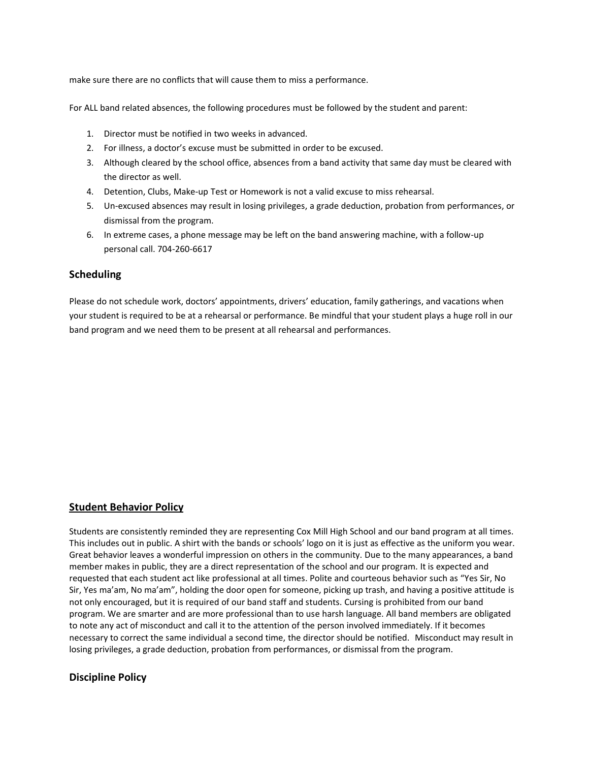make sure there are no conflicts that will cause them to miss a performance.

For ALL band related absences, the following procedures must be followed by the student and parent:

1. Director must be notified in two weeks in advanced.
2. For illness, a doctor's excuse must be submitted in order to be excused.
3. Although cleared by the school office, absences from a band activity that same day must be cleared with the director as well.
4. Detention, Clubs, Make-up Test or Homework is not a valid excuse to miss rehearsal.
5. Un-excused absences may result in losing privileges, a grade deduction, probation from performances, or dismissal from the program.
6. In extreme cases, a phone message may be left on the band answering machine, with a follow-up personal call. 704-260-6617

## Scheduling

Please do not schedule work, doctors' appointments, drivers' education, family gatherings, and vacations when your student is required to be at a rehearsal or performance. Be mindful that your student plays a huge roll in our band program and we need them to be present at all rehearsal and performances.

## Student Behavior Policy

Students are consistently reminded they are representing Cox Mill High School and our band program at all times. This includes out in public. A shirt with the bands or schools' logo on it is just as effective as the uniform you wear. Great behavior leaves a wonderful impression on others in the community. Due to the many appearances, a band member makes in public, they are a direct representation of the school and our program. It is expected and requested that each student act like professional at all times. Polite and courteous behavior such as "Yes Sir, No Sir, Yes ma'am, No ma'am", holding the door open for someone, picking up trash, and having a positive attitude is not only encouraged, but it is required of our band staff and students. Cursing is prohibited from our band program. We are smarter and are more professional than to use harsh language. All band members are obligated to note any act of misconduct and call it to the attention of the person involved immediately. If it becomes necessary to correct the same individual a second time, the director should be notified. Misconduct may result in losing privileges, a grade deduction, probation from performances, or dismissal from the program.

## Discipline Policy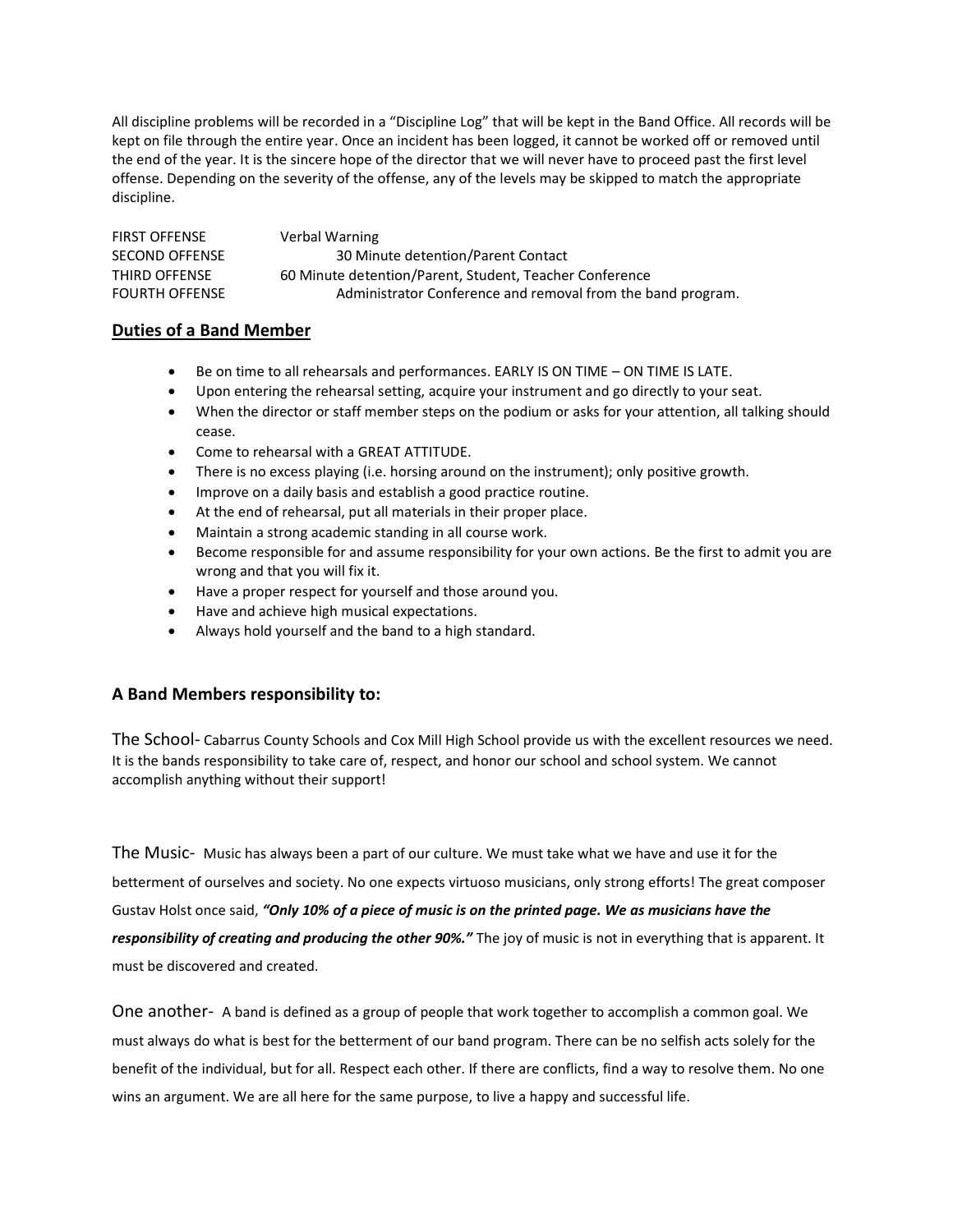All discipline problems will be recorded in a "Discipline Log" that will be kept in the Band Office. All records will be kept on file through the entire year. Once an incident has been logged, it cannot be worked off or removed until the end of the year. It is the sincere hope of the director that we will never have to proceed past the first level offense. Depending on the severity of the offense, any of the levels may be skipped to match the appropriate discipline.

| | |
|---|---|
| FIRST OFFENSE | Verbal Warning |
| SECOND OFFENSE | 30 Minute detention/Parent Contact |
| THIRD OFFENSE | 60 Minute detention/Parent, Student, Teacher Conference |
| FOURTH OFFENSE | Administrator Conference and removal from the band program. |

## Duties of a Band Member

- Be on time to all rehearsals and performances. EARLY IS ON TIME – ON TIME IS LATE.
- Upon entering the rehearsal setting, acquire your instrument and go directly to your seat.
- When the director or staff member steps on the podium or asks for your attention, all talking should cease.
- Come to rehearsal with a GREAT ATTITUDE.
- There is no excess playing (i.e. horsing around on the instrument); only positive growth.
- Improve on a daily basis and establish a good practice routine.
- At the end of rehearsal, put all materials in their proper place.
- Maintain a strong academic standing in all course work.
- Become responsible for and assume responsibility for your own actions. Be the first to admit you are wrong and that you will fix it.
- Have a proper respect for yourself and those around you.
- Have and achieve high musical expectations.
- Always hold yourself and the band to a high standard.

## A Band Members responsibility to:

The School- Cabarrus County Schools and Cox Mill High School provide us with the excellent resources we need. It is the bands responsibility to take care of, respect, and honor our school and school system. We cannot accomplish anything without their support!

The Music- Music has always been a part of our culture. We must take what we have and use it for the betterment of ourselves and society. No one expects virtuoso musicians, only strong efforts! The great composer Gustav Holst once said, ***"Only 10% of a piece of music is on the printed page. We as musicians have the responsibility of creating and producing the other 90%."*** The joy of music is not in everything that is apparent. It must be discovered and created.

One another- A band is defined as a group of people that work together to accomplish a common goal. We must always do what is best for the betterment of our band program. There can be no selfish acts solely for the benefit of the individual, but for all. Respect each other. If there are conflicts, find a way to resolve them. No one wins an argument. We are all here for the same purpose, to live a happy and successful life.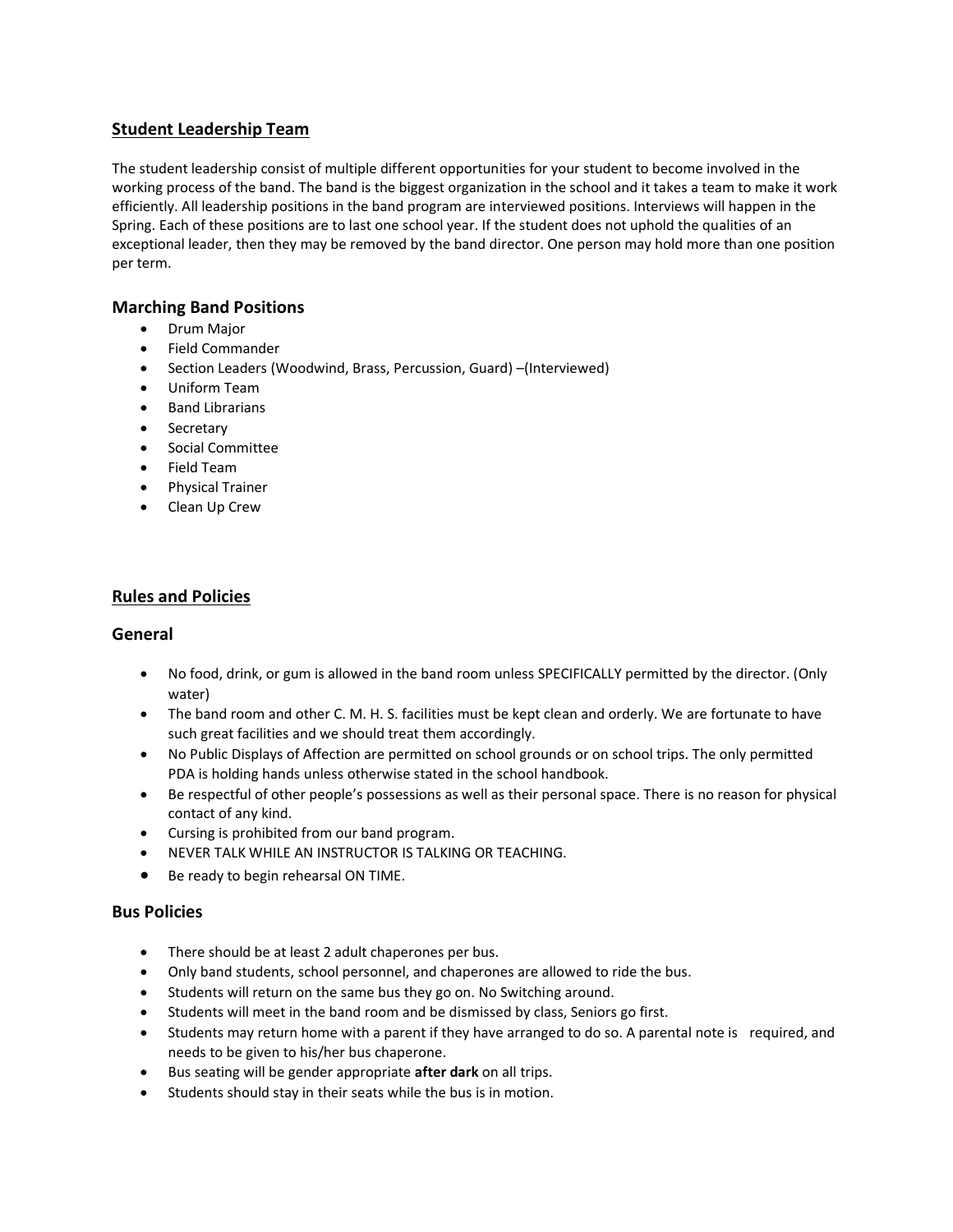## Student Leadership Team

The student leadership consist of multiple different opportunities for your student to become involved in the working process of the band. The band is the biggest organization in the school and it takes a team to make it work efficiently. All leadership positions in the band program are interviewed positions. Interviews will happen in the Spring. Each of these positions are to last one school year. If the student does not uphold the qualities of an exceptional leader, then they may be removed by the band director. One person may hold more than one position per term.

### Marching Band Positions

- Drum Major
- Field Commander
- Section Leaders (Woodwind, Brass, Percussion, Guard) –(Interviewed)
- Uniform Team
- Band Librarians
- Secretary
- Social Committee
- Field Team
- Physical Trainer
- Clean Up Crew

## Rules and Policies

### General

- No food, drink, or gum is allowed in the band room unless SPECIFICALLY permitted by the director. (Only water)
- The band room and other C. M. H. S. facilities must be kept clean and orderly. We are fortunate to have such great facilities and we should treat them accordingly.
- No Public Displays of Affection are permitted on school grounds or on school trips. The only permitted PDA is holding hands unless otherwise stated in the school handbook.
- Be respectful of other people's possessions as well as their personal space. There is no reason for physical contact of any kind.
- Cursing is prohibited from our band program.
- NEVER TALK WHILE AN INSTRUCTOR IS TALKING OR TEACHING.
- Be ready to begin rehearsal ON TIME.

### Bus Policies

- There should be at least 2 adult chaperones per bus.
- Only band students, school personnel, and chaperones are allowed to ride the bus.
- Students will return on the same bus they go on. No Switching around.
- Students will meet in the band room and be dismissed by class, Seniors go first.
- Students may return home with a parent if they have arranged to do so. A parental note is required, and needs to be given to his/her bus chaperone.
- Bus seating will be gender appropriate **after dark** on all trips.
- Students should stay in their seats while the bus is in motion.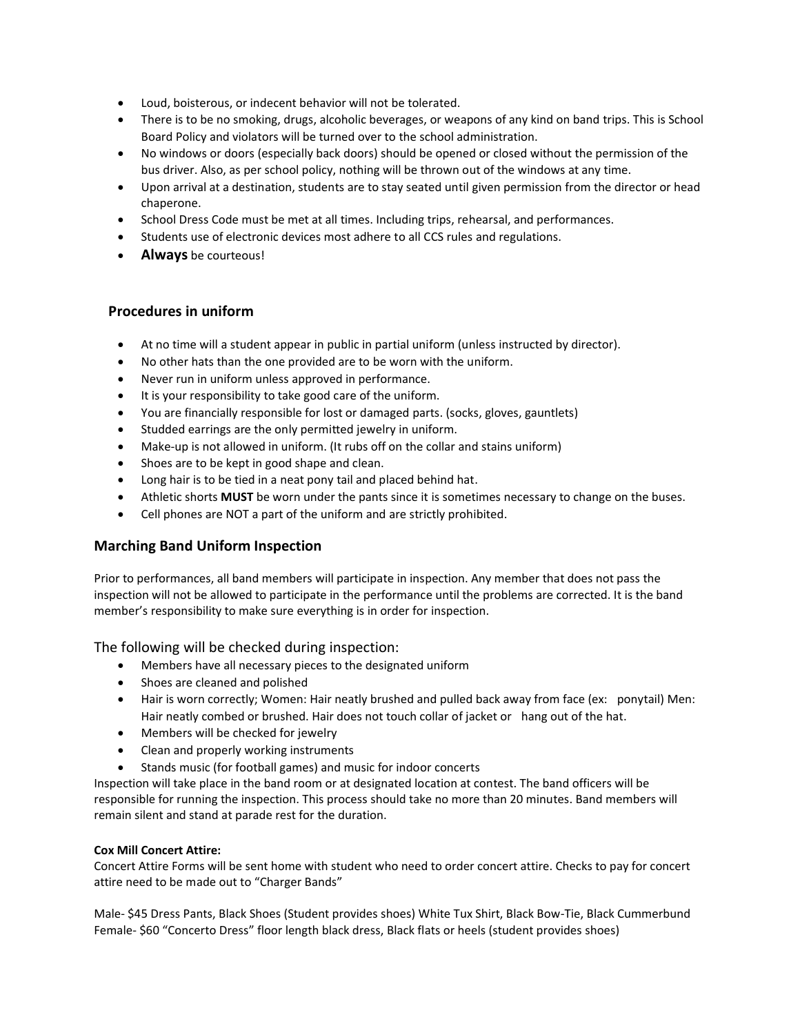- Loud, boisterous, or indecent behavior will not be tolerated.
- There is to be no smoking, drugs, alcoholic beverages, or weapons of any kind on band trips. This is School Board Policy and violators will be turned over to the school administration.
- No windows or doors (especially back doors) should be opened or closed without the permission of the bus driver. Also, as per school policy, nothing will be thrown out of the windows at any time.
- Upon arrival at a destination, students are to stay seated until given permission from the director or head chaperone.
- School Dress Code must be met at all times. Including trips, rehearsal, and performances.
- Students use of electronic devices most adhere to all CCS rules and regulations.
- **Always** be courteous!

## Procedures in uniform

- At no time will a student appear in public in partial uniform (unless instructed by director).
- No other hats than the one provided are to be worn with the uniform.
- Never run in uniform unless approved in performance.
- It is your responsibility to take good care of the uniform.
- You are financially responsible for lost or damaged parts. (socks, gloves, gauntlets)
- Studded earrings are the only permitted jewelry in uniform.
- Make-up is not allowed in uniform. (It rubs off on the collar and stains uniform)
- Shoes are to be kept in good shape and clean.
- Long hair is to be tied in a neat pony tail and placed behind hat.
- Athletic shorts **MUST** be worn under the pants since it is sometimes necessary to change on the buses.
- Cell phones are NOT a part of the uniform and are strictly prohibited.

## Marching Band Uniform Inspection

Prior to performances, all band members will participate in inspection. Any member that does not pass the inspection will not be allowed to participate in the performance until the problems are corrected. It is the band member's responsibility to make sure everything is in order for inspection.

### The following will be checked during inspection:

- Members have all necessary pieces to the designated uniform
- Shoes are cleaned and polished
- Hair is worn correctly; Women: Hair neatly brushed and pulled back away from face (ex: ponytail) Men: Hair neatly combed or brushed. Hair does not touch collar of jacket or hang out of the hat.
- Members will be checked for jewelry
- Clean and properly working instruments
- Stands music (for football games) and music for indoor concerts

Inspection will take place in the band room or at designated location at contest. The band officers will be responsible for running the inspection. This process should take no more than 20 minutes. Band members will remain silent and stand at parade rest for the duration.

**Cox Mill Concert Attire:**

Concert Attire Forms will be sent home with student who need to order concert attire. Checks to pay for concert attire need to be made out to "Charger Bands"

Male- $45 Dress Pants, Black Shoes (Student provides shoes) White Tux Shirt, Black Bow-Tie, Black Cummerbund
Female- $60 "Concerto Dress" floor length black dress, Black flats or heels (student provides shoes)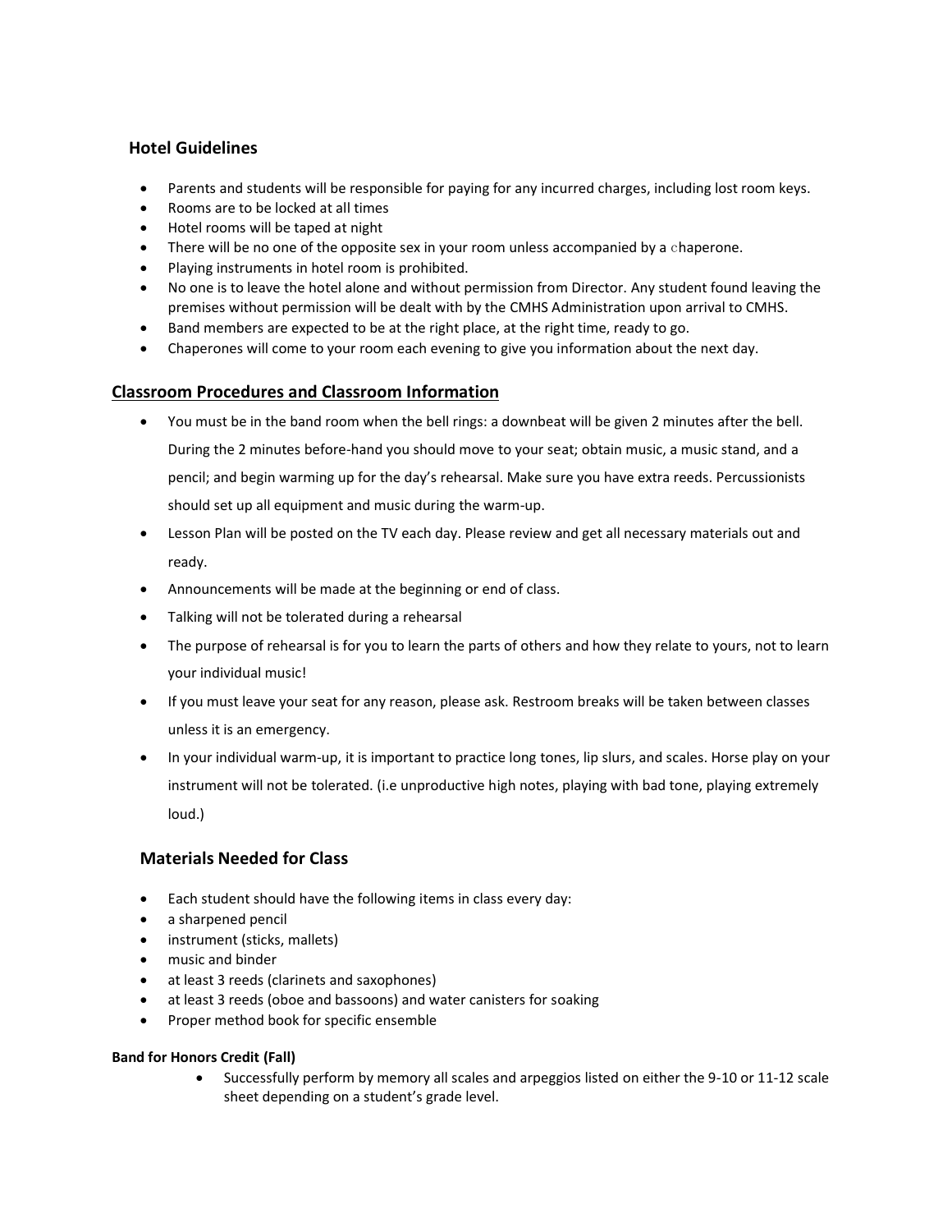## Hotel Guidelines

- Parents and students will be responsible for paying for any incurred charges, including lost room keys.
- Rooms are to be locked at all times
- Hotel rooms will be taped at night
- There will be no one of the opposite sex in your room unless accompanied by a chaperone.
- Playing instruments in hotel room is prohibited.
- No one is to leave the hotel alone and without permission from Director. Any student found leaving the premises without permission will be dealt with by the CMHS Administration upon arrival to CMHS.
- Band members are expected to be at the right place, at the right time, ready to go.
- Chaperones will come to your room each evening to give you information about the next day.

## Classroom Procedures and Classroom Information

- You must be in the band room when the bell rings: a downbeat will be given 2 minutes after the bell. During the 2 minutes before-hand you should move to your seat; obtain music, a music stand, and a pencil; and begin warming up for the day's rehearsal. Make sure you have extra reeds. Percussionists should set up all equipment and music during the warm-up.
- Lesson Plan will be posted on the TV each day. Please review and get all necessary materials out and ready.
- Announcements will be made at the beginning or end of class.
- Talking will not be tolerated during a rehearsal
- The purpose of rehearsal is for you to learn the parts of others and how they relate to yours, not to learn your individual music!
- If you must leave your seat for any reason, please ask. Restroom breaks will be taken between classes unless it is an emergency.
- In your individual warm-up, it is important to practice long tones, lip slurs, and scales. Horse play on your instrument will not be tolerated. (i.e unproductive high notes, playing with bad tone, playing extremely loud.)

## Materials Needed for Class

- Each student should have the following items in class every day:
- a sharpened pencil
- instrument (sticks, mallets)
- music and binder
- at least 3 reeds (clarinets and saxophones)
- at least 3 reeds (oboe and bassoons) and water canisters for soaking
- Proper method book for specific ensemble

#### Band for Honors Credit (Fall)

- Successfully perform by memory all scales and arpeggios listed on either the 9-10 or 11-12 scale sheet depending on a student's grade level.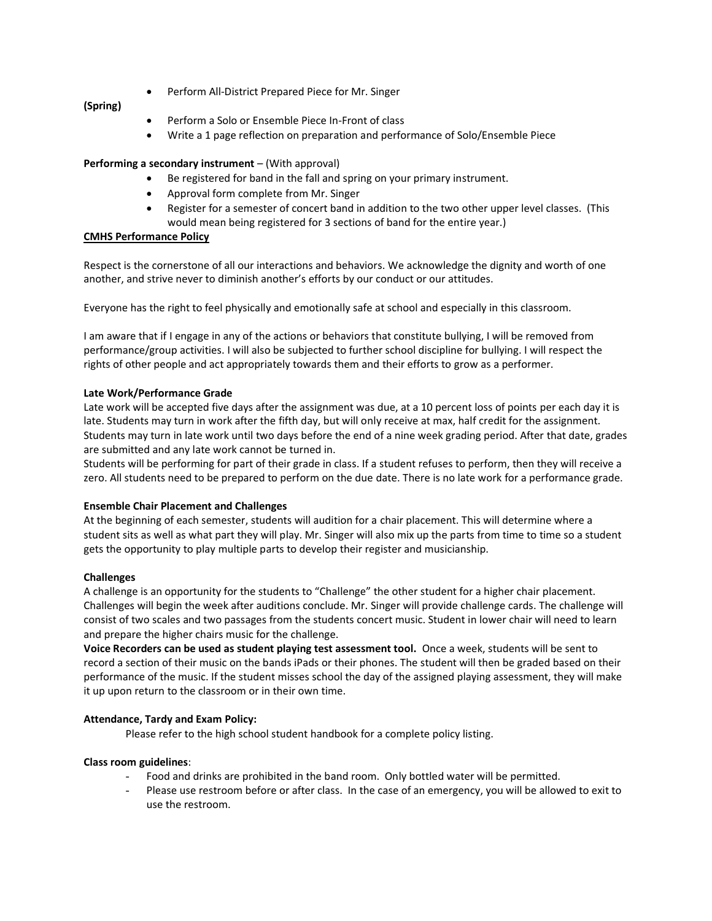- Perform All-District Prepared Piece for Mr. Singer

**(Spring)**

- Perform a Solo or Ensemble Piece In-Front of class
- Write a 1 page reflection on preparation and performance of Solo/Ensemble Piece

**Performing a secondary instrument** – (With approval)

- Be registered for band in the fall and spring on your primary instrument.
- Approval form complete from Mr. Singer
- Register for a semester of concert band in addition to the two other upper level classes. (This would mean being registered for 3 sections of band for the entire year.)

**CMHS Performance Policy**

Respect is the cornerstone of all our interactions and behaviors. We acknowledge the dignity and worth of one another, and strive never to diminish another's efforts by our conduct or our attitudes.

Everyone has the right to feel physically and emotionally safe at school and especially in this classroom.

I am aware that if I engage in any of the actions or behaviors that constitute bullying, I will be removed from performance/group activities. I will also be subjected to further school discipline for bullying. I will respect the rights of other people and act appropriately towards them and their efforts to grow as a performer.

**Late Work/Performance Grade**

Late work will be accepted five days after the assignment was due, at a 10 percent loss of points per each day it is late. Students may turn in work after the fifth day, but will only receive at max, half credit for the assignment. Students may turn in late work until two days before the end of a nine week grading period. After that date, grades are submitted and any late work cannot be turned in.

Students will be performing for part of their grade in class. If a student refuses to perform, then they will receive a zero. All students need to be prepared to perform on the due date. There is no late work for a performance grade.

**Ensemble Chair Placement and Challenges**

At the beginning of each semester, students will audition for a chair placement. This will determine where a student sits as well as what part they will play. Mr. Singer will also mix up the parts from time to time so a student gets the opportunity to play multiple parts to develop their register and musicianship.

**Challenges**

A challenge is an opportunity for the students to "Challenge" the other student for a higher chair placement. Challenges will begin the week after auditions conclude. Mr. Singer will provide challenge cards. The challenge will consist of two scales and two passages from the students concert music. Student in lower chair will need to learn and prepare the higher chairs music for the challenge.

**Voice Recorders can be used as student playing test assessment tool.** Once a week, students will be sent to record a section of their music on the bands iPads or their phones. The student will then be graded based on their performance of the music. If the student misses school the day of the assigned playing assessment, they will make it up upon return to the classroom or in their own time.

**Attendance, Tardy and Exam Policy:**

Please refer to the high school student handbook for a complete policy listing.

**Class room guidelines**:

- Food and drinks are prohibited in the band room. Only bottled water will be permitted.
- Please use restroom before or after class. In the case of an emergency, you will be allowed to exit to use the restroom.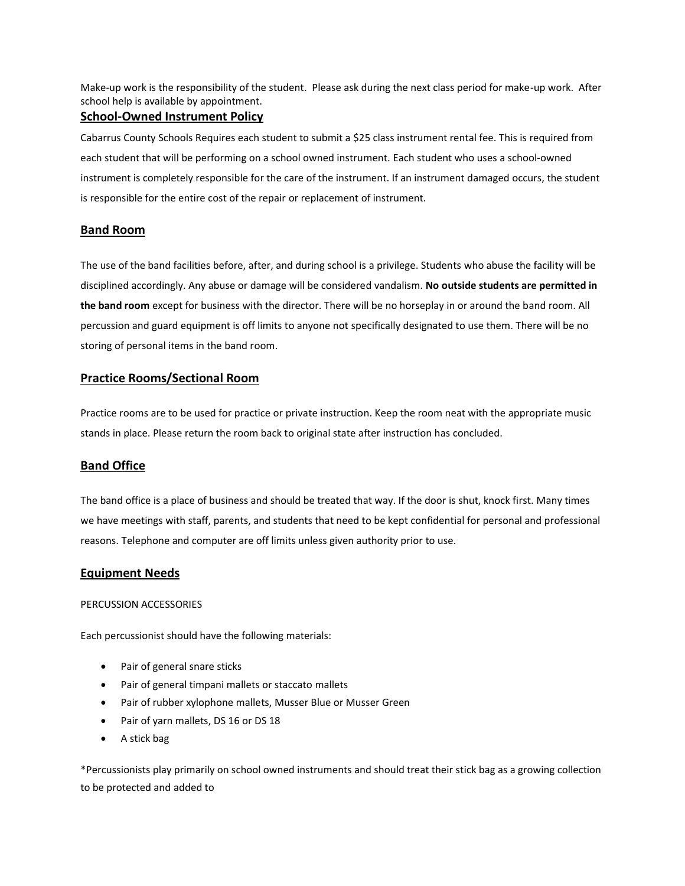Make-up work is the responsibility of the student. Please ask during the next class period for make-up work. After school help is available by appointment.

## School-Owned Instrument Policy

Cabarrus County Schools Requires each student to submit a $25 class instrument rental fee. This is required from each student that will be performing on a school owned instrument. Each student who uses a school-owned instrument is completely responsible for the care of the instrument. If an instrument damaged occurs, the student is responsible for the entire cost of the repair or replacement of instrument.

## Band Room

The use of the band facilities before, after, and during school is a privilege. Students who abuse the facility will be disciplined accordingly. Any abuse or damage will be considered vandalism. **No outside students are permitted in the band room** except for business with the director. There will be no horseplay in or around the band room. All percussion and guard equipment is off limits to anyone not specifically designated to use them. There will be no storing of personal items in the band room.

## Practice Rooms/Sectional Room

Practice rooms are to be used for practice or private instruction. Keep the room neat with the appropriate music stands in place. Please return the room back to original state after instruction has concluded.

## Band Office

The band office is a place of business and should be treated that way. If the door is shut, knock first. Many times we have meetings with staff, parents, and students that need to be kept confidential for personal and professional reasons. Telephone and computer are off limits unless given authority prior to use.

## Equipment Needs

PERCUSSION ACCESSORIES

Each percussionist should have the following materials:

- Pair of general snare sticks
- Pair of general timpani mallets or staccato mallets
- Pair of rubber xylophone mallets, Musser Blue or Musser Green
- Pair of yarn mallets, DS 16 or DS 18
- A stick bag

*Percussionists play primarily on school owned instruments and should treat their stick bag as a growing collection to be protected and added to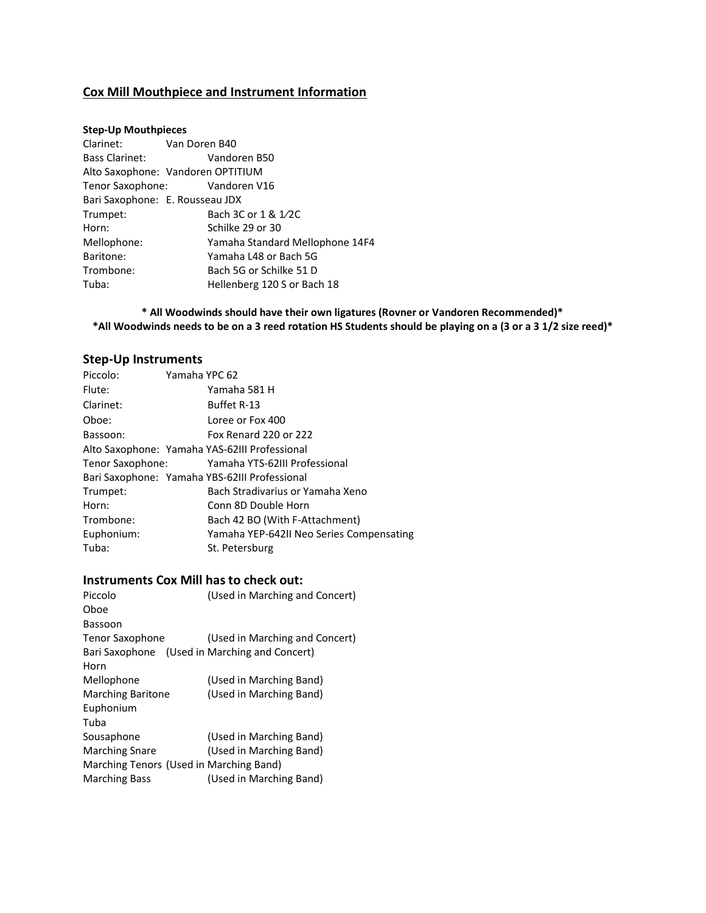## Cox Mill Mouthpiece and Instrument Information

**Step-Up Mouthpieces**

| | |
|---|---|
| Clarinet: | Van Doren B40 |
| Bass Clarinet: | Vandoren B50 |
| Alto Saxophone: | Vandoren OPTITIUM |
| Tenor Saxophone: | Vandoren V16 |
| Bari Saxophone: | E. Rousseau JDX |
| Trumpet: | Bach 3C or 1 & 1⁄2C |
| Horn: | Schilke 29 or 30 |
| Mellophone: | Yamaha Standard Mellophone 14F4 |
| Baritone: | Yamaha L48 or Bach 5G |
| Trombone: | Bach 5G or Schilke 51 D |
| Tuba: | Hellenberg 120 S or Bach 18 |

**\* All Woodwinds should have their own ligatures (Rovner or Vandoren Recommended)\***

**\*All Woodwinds needs to be on a 3 reed rotation HS Students should be playing on a (3 or a 3 1/2 size reed)\***

### Step-Up Instruments

| | |
|---|---|
| Piccolo: | Yamaha YPC 62 |
| Flute: | Yamaha 581 H |
| Clarinet: | Buffet R-13 |
| Oboe: | Loree or Fox 400 |
| Bassoon: | Fox Renard 220 or 222 |
| Alto Saxophone: | Yamaha YAS-62III Professional |
| Tenor Saxophone: | Yamaha YTS-62III Professional |
| Bari Saxophone: | Yamaha YBS-62III Professional |
| Trumpet: | Bach Stradivarius or Yamaha Xeno |
| Horn: | Conn 8D Double Horn |
| Trombone: | Bach 42 BO (With F-Attachment) |
| Euphonium: | Yamaha YEP-642II Neo Series Compensating |
| Tuba: | St. Petersburg |

### Instruments Cox Mill has to check out:

| | |
|---|---|
| Piccolo | (Used in Marching and Concert) |
| Oboe | |
| Bassoon | |
| Tenor Saxophone | (Used in Marching and Concert) |
| Bari Saxophone | (Used in Marching and Concert) |
| Horn | |
| Mellophone | (Used in Marching Band) |
| Marching Baritone | (Used in Marching Band) |
| Euphonium | |
| Tuba | |
| Sousaphone | (Used in Marching Band) |
| Marching Snare | (Used in Marching Band) |
| Marching Tenors | (Used in Marching Band) |
| Marching Bass | (Used in Marching Band) |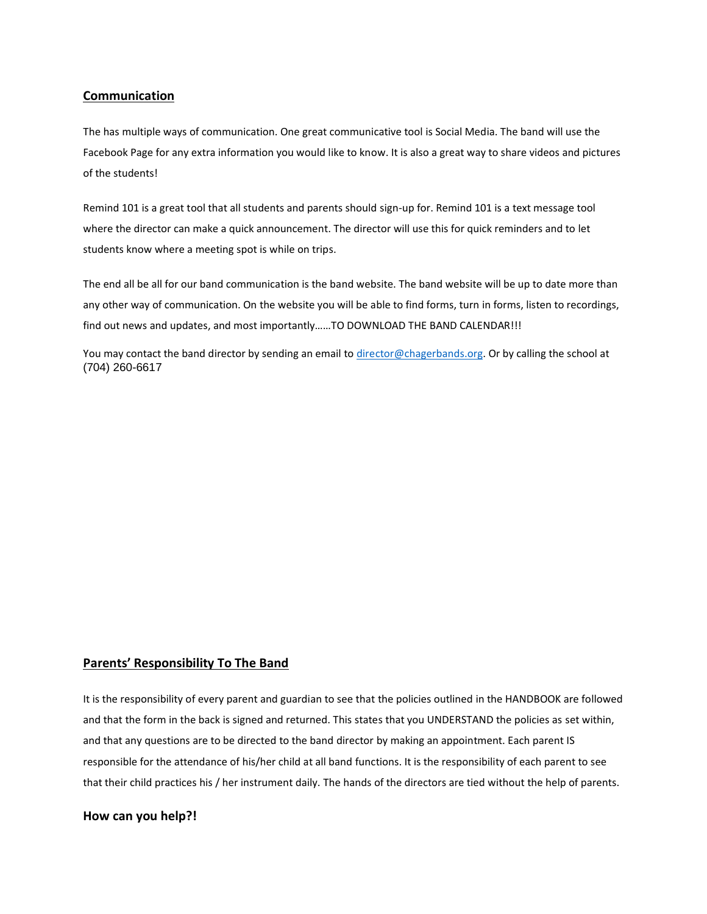## Communication

The has multiple ways of communication. One great communicative tool is Social Media. The band will use the Facebook Page for any extra information you would like to know. It is also a great way to share videos and pictures of the students!

Remind 101 is a great tool that all students and parents should sign-up for. Remind 101 is a text message tool where the director can make a quick announcement. The director will use this for quick reminders and to let students know where a meeting spot is while on trips.

The end all be all for our band communication is the band website. The band website will be up to date more than any other way of communication. On the website you will be able to find forms, turn in forms, listen to recordings, find out news and updates, and most importantly……TO DOWNLOAD THE BAND CALENDAR!!!

You may contact the band director by sending an email to director@chagerbands.org. Or by calling the school at (704) 260-6617

## Parents' Responsibility To The Band

It is the responsibility of every parent and guardian to see that the policies outlined in the HANDBOOK are followed and that the form in the back is signed and returned. This states that you UNDERSTAND the policies as set within, and that any questions are to be directed to the band director by making an appointment. Each parent IS responsible for the attendance of his/her child at all band functions. It is the responsibility of each parent to see that their child practices his / her instrument daily. The hands of the directors are tied without the help of parents.

### How can you help?!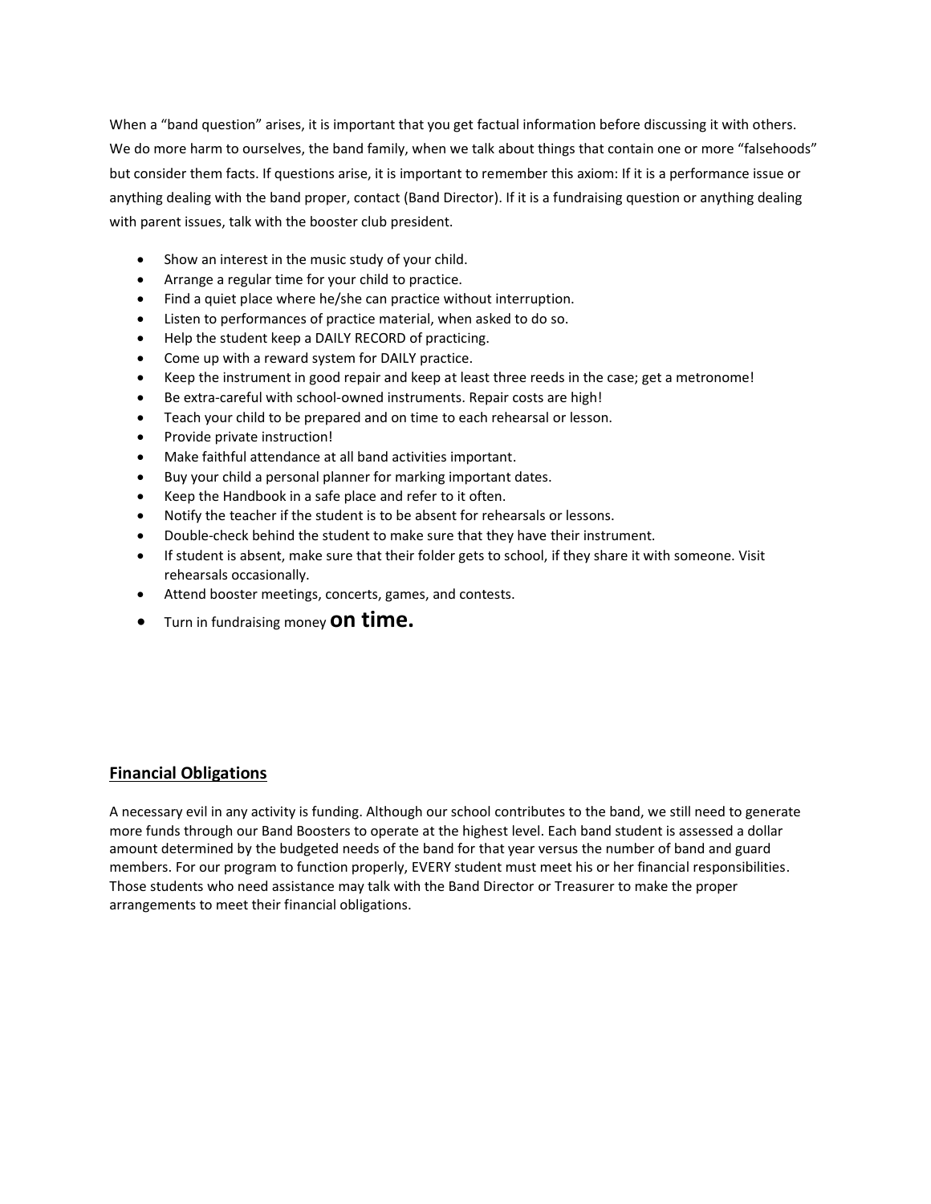When a "band question" arises, it is important that you get factual information before discussing it with others. We do more harm to ourselves, the band family, when we talk about things that contain one or more "falsehoods" but consider them facts. If questions arise, it is important to remember this axiom: If it is a performance issue or anything dealing with the band proper, contact (Band Director). If it is a fundraising question or anything dealing with parent issues, talk with the booster club president.

- Show an interest in the music study of your child.
- Arrange a regular time for your child to practice.
- Find a quiet place where he/she can practice without interruption.
- Listen to performances of practice material, when asked to do so.
- Help the student keep a DAILY RECORD of practicing.
- Come up with a reward system for DAILY practice.
- Keep the instrument in good repair and keep at least three reeds in the case; get a metronome!
- Be extra-careful with school-owned instruments. Repair costs are high!
- Teach your child to be prepared and on time to each rehearsal or lesson.
- Provide private instruction!
- Make faithful attendance at all band activities important.
- Buy your child a personal planner for marking important dates.
- Keep the Handbook in a safe place and refer to it often.
- Notify the teacher if the student is to be absent for rehearsals or lessons.
- Double-check behind the student to make sure that they have their instrument.
- If student is absent, make sure that their folder gets to school, if they share it with someone. Visit rehearsals occasionally.
- Attend booster meetings, concerts, games, and contests.
- Turn in fundraising money **on time.**

## Financial Obligations

A necessary evil in any activity is funding. Although our school contributes to the band, we still need to generate more funds through our Band Boosters to operate at the highest level. Each band student is assessed a dollar amount determined by the budgeted needs of the band for that year versus the number of band and guard members. For our program to function properly, EVERY student must meet his or her financial responsibilities. Those students who need assistance may talk with the Band Director or Treasurer to make the proper arrangements to meet their financial obligations.